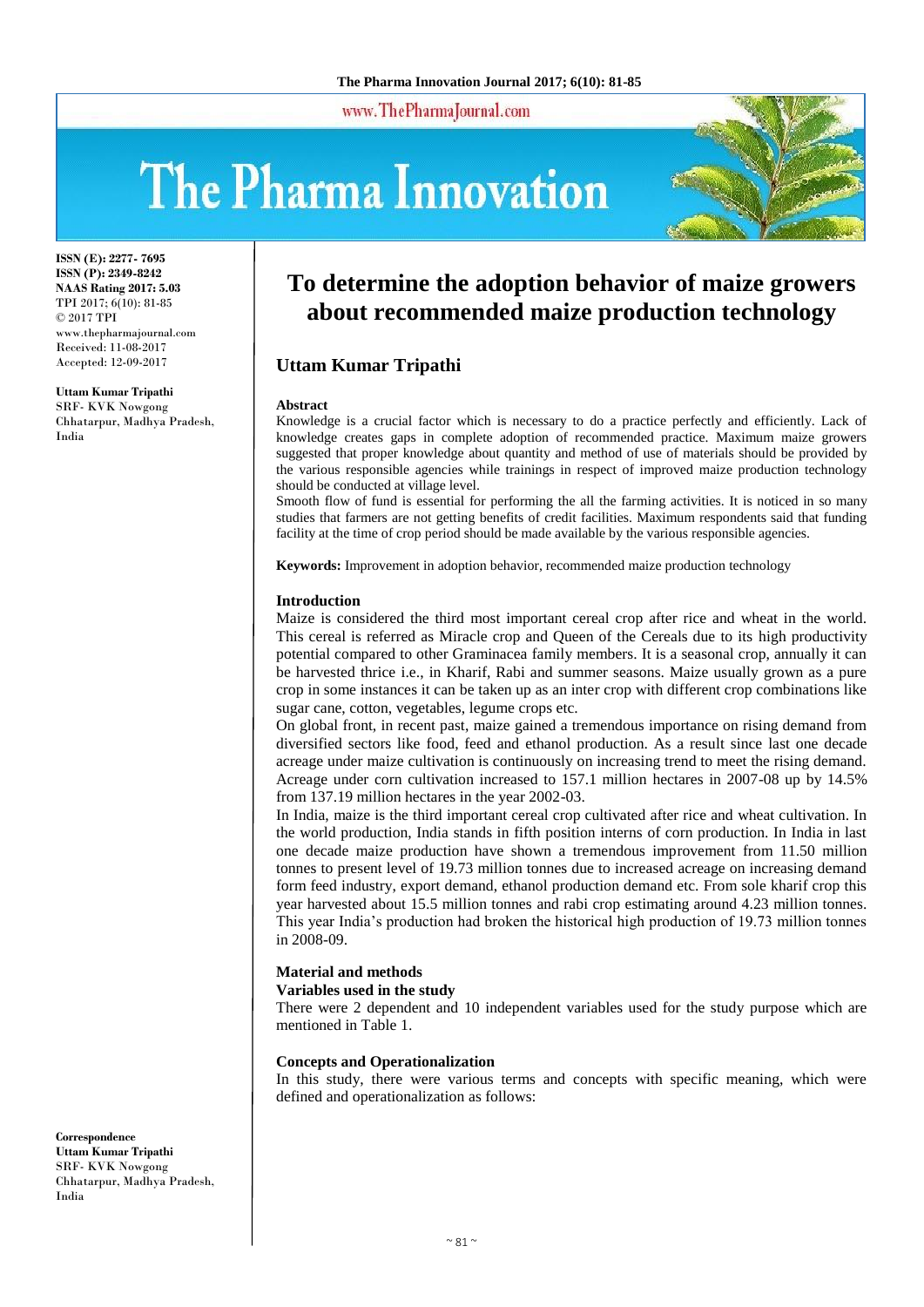ISSN (E): 2277- 7695
ISSN (P): 2349-8242
NAAS Rating 2017: 5.03
TPI 2017; 6(10): 81-85
© 2017 TPI
www.thepharmajournal.com
Received: 11-08-2017
Accepted: 12-09-2017

**Uttam Kumar Tripathi**
SRF- KVK Nowgong
Chhatarpur, Madhya Pradesh, India

**Correspondence**
**Uttam Kumar Tripathi**
SRF- KVK Nowgong
Chhatarpur, Madhya Pradesh, India

# To determine the adoption behavior of maize growers about recommended maize production technology

## Uttam Kumar Tripathi

### Abstract

Knowledge is a crucial factor which is necessary to do a practice perfectly and efficiently. Lack of knowledge creates gaps in complete adoption of recommended practice. Maximum maize growers suggested that proper knowledge about quantity and method of use of materials should be provided by the various responsible agencies while trainings in respect of improved maize production technology should be conducted at village level.

Smooth flow of fund is essential for performing the all the farming activities. It is noticed in so many studies that farmers are not getting benefits of credit facilities. Maximum respondents said that funding facility at the time of crop period should be made available by the various responsible agencies.

**Keywords:** Improvement in adoption behavior, recommended maize production technology

### Introduction

Maize is considered the third most important cereal crop after rice and wheat in the world. This cereal is referred as Miracle crop and Queen of the Cereals due to its high productivity potential compared to other Graminacea family members. It is a seasonal crop, annually it can be harvested thrice i.e., in Kharif, Rabi and summer seasons. Maize usually grown as a pure crop in some instances it can be taken up as an inter crop with different crop combinations like sugar cane, cotton, vegetables, legume crops etc.

On global front, in recent past, maize gained a tremendous importance on rising demand from diversified sectors like food, feed and ethanol production. As a result since last one decade acreage under maize cultivation is continuously on increasing trend to meet the rising demand. Acreage under corn cultivation increased to 157.1 million hectares in 2007-08 up by 14.5% from 137.19 million hectares in the year 2002-03.

In India, maize is the third important cereal crop cultivated after rice and wheat cultivation. In the world production, India stands in fifth position interns of corn production. In India in last one decade maize production have shown a tremendous improvement from 11.50 million tonnes to present level of 19.73 million tonnes due to increased acreage on increasing demand form feed industry, export demand, ethanol production demand etc. From sole kharif crop this year harvested about 15.5 million tonnes and rabi crop estimating around 4.23 million tonnes. This year India's production had broken the historical high production of 19.73 million tonnes in 2008-09.

### Material and methods

#### Variables used in the study

There were 2 dependent and 10 independent variables used for the study purpose which are mentioned in Table 1.

#### Concepts and Operationalization

In this study, there were various terms and concepts with specific meaning, which were defined and operationalization as follows: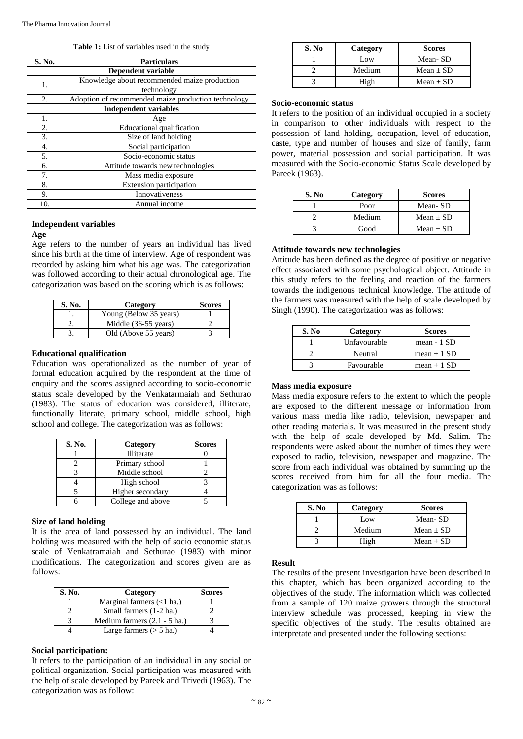**Table 1:** List of variables used in the study

| S. No. | Particulars |
|---|---|
| **Dependent variable** | |
| 1. | Knowledge about recommended maize production technology |
| 2. | Adoption of recommended maize production technology |
| **Independent variables** | |
| 1. | Age |
| 2. | Educational qualification |
| 3. | Size of land holding |
| 4. | Social participation |
| 5. | Socio-economic status |
| 6. | Attitude towards new technologies |
| 7. | Mass media exposure |
| 8. | Extension participation |
| 9. | Innovativeness |
| 10. | Annual income |

### Independent variables

#### Age

Age refers to the number of years an individual has lived since his birth at the time of interview. Age of respondent was recorded by asking him what his age was. The categorization was followed according to their actual chronological age. The categorization was based on the scoring which is as follows:

| S. No. | Category | Scores |
|---|---|---|
| 1. | Young (Below 35 years) | 1 |
| 2. | Middle (36-55 years) | 2 |
| 3. | Old (Above 55 years) | 3 |

#### Educational qualification

Education was operationalized as the number of year of formal education acquired by the respondent at the time of enquiry and the scores assigned according to socio-economic status scale developed by the Venkatarmaiah and Sethurao (1983). The status of education was considered, illiterate, functionally literate, primary school, middle school, high school and college. The categorization was as follows:

| S. No. | Category | Scores |
|---|---|---|
| 1 | Illiterate | 0 |
| 2 | Primary school | 1 |
| 3 | Middle school | 2 |
| 4 | High school | 3 |
| 5 | Higher secondary | 4 |
| 6 | College and above | 5 |

#### Size of land holding

It is the area of land possessed by an individual. The land holding was measured with the help of socio economic status scale of Venkatramaiah and Sethurao (1983) with minor modifications. The categorization and scores given are as follows:

| S. No. | Category | Scores |
|---|---|---|
| 1 | Marginal farmers (<1 ha.) | 1 |
| 2 | Small farmers (1-2 ha.) | 2 |
| 3 | Medium farmers (2.1 - 5 ha.) | 3 |
| 4 | Large farmers (> 5 ha.) | 4 |

#### Social participation:

It refers to the participation of an individual in any social or political organization. Social participation was measured with the help of scale developed by Pareek and Trivedi (1963). The categorization was as follow:

| S. No | Category | Scores |
|---|---|---|
| 1 | Low | Mean- SD |
| 2 | Medium | Mean ± SD |
| 3 | High | Mean + SD |

#### Socio-economic status

It refers to the position of an individual occupied in a society in comparison to other individuals with respect to the possession of land holding, occupation, level of education, caste, type and number of houses and size of family, farm power, material possession and social participation. It was measured with the Socio-economic Status Scale developed by Pareek (1963).

| S. No | Category | Scores |
|---|---|---|
| 1 | Poor | Mean- SD |
| 2 | Medium | Mean ± SD |
| 3 | Good | Mean + SD |

#### Attitude towards new technologies

Attitude has been defined as the degree of positive or negative effect associated with some psychological object. Attitude in this study refers to the feeling and reaction of the farmers towards the indigenous technical knowledge. The attitude of the farmers was measured with the help of scale developed by Singh (1990). The categorization was as follows:

| S. No | Category | Scores |
|---|---|---|
| 1 | Unfavourable | mean - 1 SD |
| 2 | Neutral | mean ± 1 SD |
| 3 | Favourable | mean + 1 SD |

#### Mass media exposure

Mass media exposure refers to the extent to which the people are exposed to the different message or information from various mass media like radio, television, newspaper and other reading materials. It was measured in the present study with the help of scale developed by Md. Salim. The respondents were asked about the number of times they were exposed to radio, television, newspaper and magazine. The score from each individual was obtained by summing up the scores received from him for all the four media. The categorization was as follows:

| S. No | Category | Scores |
|---|---|---|
| 1 | Low | Mean- SD |
| 2 | Medium | Mean ± SD |
| 3 | High | Mean + SD |

### Result

The results of the present investigation have been described in this chapter, which has been organized according to the objectives of the study. The information which was collected from a sample of 120 maize growers through the structural interview schedule was processed, keeping in view the specific objectives of the study. The results obtained are interpretate and presented under the following sections: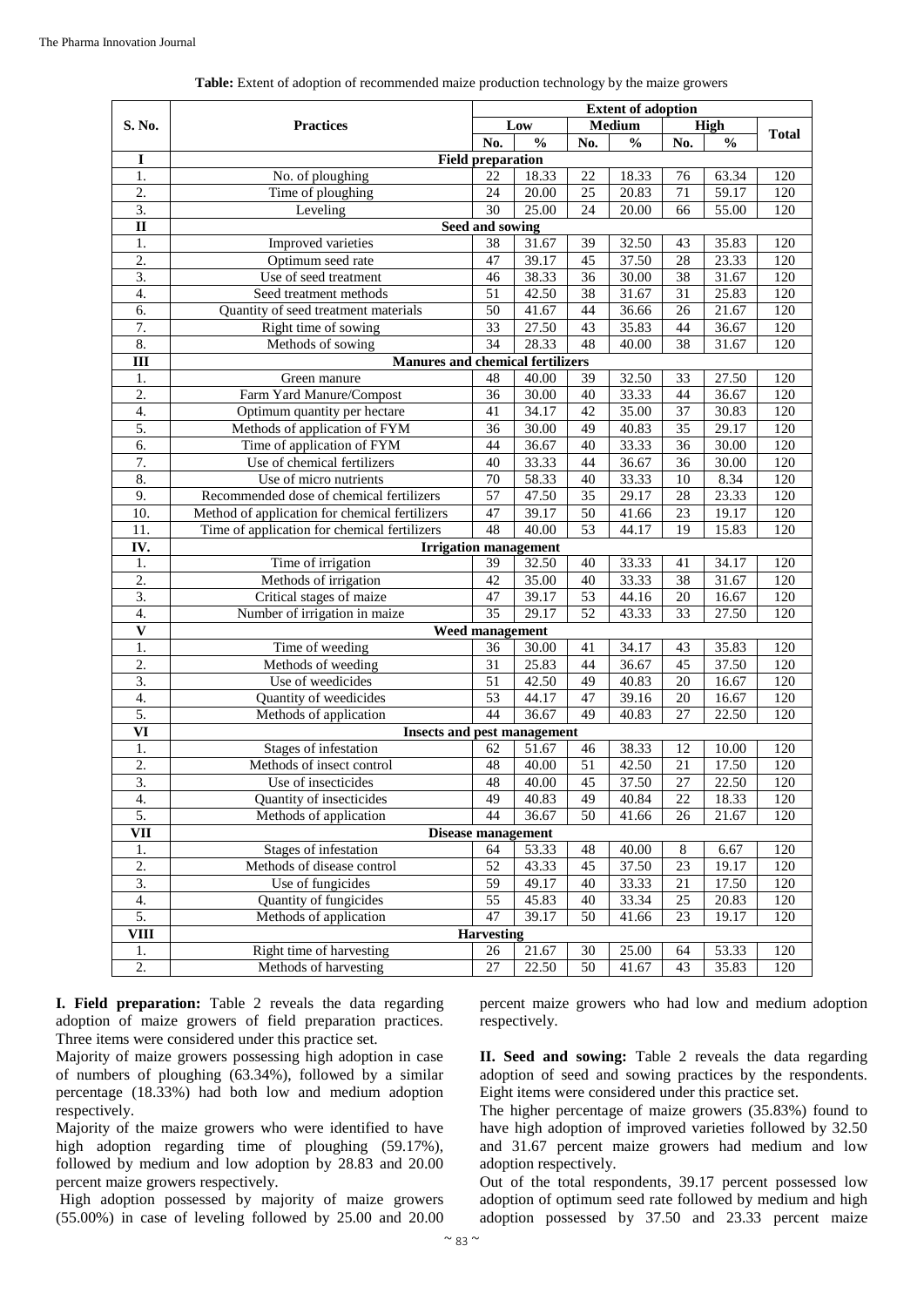**Table:** Extent of adoption of recommended maize production technology by the maize growers

| S. No. | Practices | Extent of adoption | | | | | | Total |
|---|---|---|---|---|---|---|---|---|
| | | Low | | Medium | | High | | |
| | | No. | % | No. | % | No. | % | |
| **I** | **Field preparation** | | | | | | | |
| 1. | No. of ploughing | 22 | 18.33 | 22 | 18.33 | 76 | 63.34 | 120 |
| 2. | Time of ploughing | 24 | 20.00 | 25 | 20.83 | 71 | 59.17 | 120 |
| 3. | Leveling | 30 | 25.00 | 24 | 20.00 | 66 | 55.00 | 120 |
| **II** | **Seed and sowing** | | | | | | | |
| 1. | Improved varieties | 38 | 31.67 | 39 | 32.50 | 43 | 35.83 | 120 |
| 2. | Optimum seed rate | 47 | 39.17 | 45 | 37.50 | 28 | 23.33 | 120 |
| 3. | Use of seed treatment | 46 | 38.33 | 36 | 30.00 | 38 | 31.67 | 120 |
| 4. | Seed treatment methods | 51 | 42.50 | 38 | 31.67 | 31 | 25.83 | 120 |
| 6. | Quantity of seed treatment materials | 50 | 41.67 | 44 | 36.66 | 26 | 21.67 | 120 |
| 7. | Right time of sowing | 33 | 27.50 | 43 | 35.83 | 44 | 36.67 | 120 |
| 8. | Methods of sowing | 34 | 28.33 | 48 | 40.00 | 38 | 31.67 | 120 |
| **III** | **Manures and chemical fertilizers** | | | | | | | |
| 1. | Green manure | 48 | 40.00 | 39 | 32.50 | 33 | 27.50 | 120 |
| 2. | Farm Yard Manure/Compost | 36 | 30.00 | 40 | 33.33 | 44 | 36.67 | 120 |
| 4. | Optimum quantity per hectare | 41 | 34.17 | 42 | 35.00 | 37 | 30.83 | 120 |
| 5. | Methods of application of FYM | 36 | 30.00 | 49 | 40.83 | 35 | 29.17 | 120 |
| 6. | Time of application of FYM | 44 | 36.67 | 40 | 33.33 | 36 | 30.00 | 120 |
| 7. | Use of chemical fertilizers | 40 | 33.33 | 44 | 36.67 | 36 | 30.00 | 120 |
| 8. | Use of micro nutrients | 70 | 58.33 | 40 | 33.33 | 10 | 8.34 | 120 |
| 9. | Recommended dose of chemical fertilizers | 57 | 47.50 | 35 | 29.17 | 28 | 23.33 | 120 |
| 10. | Method of application for chemical fertilizers | 47 | 39.17 | 50 | 41.66 | 23 | 19.17 | 120 |
| 11. | Time of application for chemical fertilizers | 48 | 40.00 | 53 | 44.17 | 19 | 15.83 | 120 |
| **IV.** | **Irrigation management** | | | | | | | |
| 1. | Time of irrigation | 39 | 32.50 | 40 | 33.33 | 41 | 34.17 | 120 |
| 2. | Methods of irrigation | 42 | 35.00 | 40 | 33.33 | 38 | 31.67 | 120 |
| 3. | Critical stages of maize | 47 | 39.17 | 53 | 44.16 | 20 | 16.67 | 120 |
| 4. | Number of irrigation in maize | 35 | 29.17 | 52 | 43.33 | 33 | 27.50 | 120 |
| **V** | **Weed management** | | | | | | | |
| 1. | Time of weeding | 36 | 30.00 | 41 | 34.17 | 43 | 35.83 | 120 |
| 2. | Methods of weeding | 31 | 25.83 | 44 | 36.67 | 45 | 37.50 | 120 |
| 3. | Use of weedicides | 51 | 42.50 | 49 | 40.83 | 20 | 16.67 | 120 |
| 4. | Quantity of weedicides | 53 | 44.17 | 47 | 39.16 | 20 | 16.67 | 120 |
| 5. | Methods of application | 44 | 36.67 | 49 | 40.83 | 27 | 22.50 | 120 |
| **VI** | **Insects and pest management** | | | | | | | |
| 1. | Stages of infestation | 62 | 51.67 | 46 | 38.33 | 12 | 10.00 | 120 |
| 2. | Methods of insect control | 48 | 40.00 | 51 | 42.50 | 21 | 17.50 | 120 |
| 3. | Use of insecticides | 48 | 40.00 | 45 | 37.50 | 27 | 22.50 | 120 |
| 4. | Quantity of insecticides | 49 | 40.83 | 49 | 40.84 | 22 | 18.33 | 120 |
| 5. | Methods of application | 44 | 36.67 | 50 | 41.66 | 26 | 21.67 | 120 |
| **VII** | **Disease management** | | | | | | | |
| 1. | Stages of infestation | 64 | 53.33 | 48 | 40.00 | 8 | 6.67 | 120 |
| 2. | Methods of disease control | 52 | 43.33 | 45 | 37.50 | 23 | 19.17 | 120 |
| 3. | Use of fungicides | 59 | 49.17 | 40 | 33.33 | 21 | 17.50 | 120 |
| 4. | Quantity of fungicides | 55 | 45.83 | 40 | 33.34 | 25 | 20.83 | 120 |
| 5. | Methods of application | 47 | 39.17 | 50 | 41.66 | 23 | 19.17 | 120 |
| **VIII** | **Harvesting** | | | | | | | |
| 1. | Right time of harvesting | 26 | 21.67 | 30 | 25.00 | 64 | 53.33 | 120 |
| 2. | Methods of harvesting | 27 | 22.50 | 50 | 41.67 | 43 | 35.83 | 120 |

**I. Field preparation:** Table 2 reveals the data regarding adoption of maize growers of field preparation practices. Three items were considered under this practice set.

Majority of maize growers possessing high adoption in case of numbers of ploughing (63.34%), followed by a similar percentage (18.33%) had both low and medium adoption respectively.

Majority of the maize growers who were identified to have high adoption regarding time of ploughing (59.17%), followed by medium and low adoption by 28.83 and 20.00 percent maize growers respectively.

High adoption possessed by majority of maize growers (55.00%) in case of leveling followed by 25.00 and 20.00 percent maize growers who had low and medium adoption respectively.

**II. Seed and sowing:** Table 2 reveals the data regarding adoption of seed and sowing practices by the respondents. Eight items were considered under this practice set.

The higher percentage of maize growers (35.83%) found to have high adoption of improved varieties followed by 32.50 and 31.67 percent maize growers had medium and low adoption respectively.

Out of the total respondents, 39.17 percent possessed low adoption of optimum seed rate followed by medium and high adoption possessed by 37.50 and 23.33 percent maize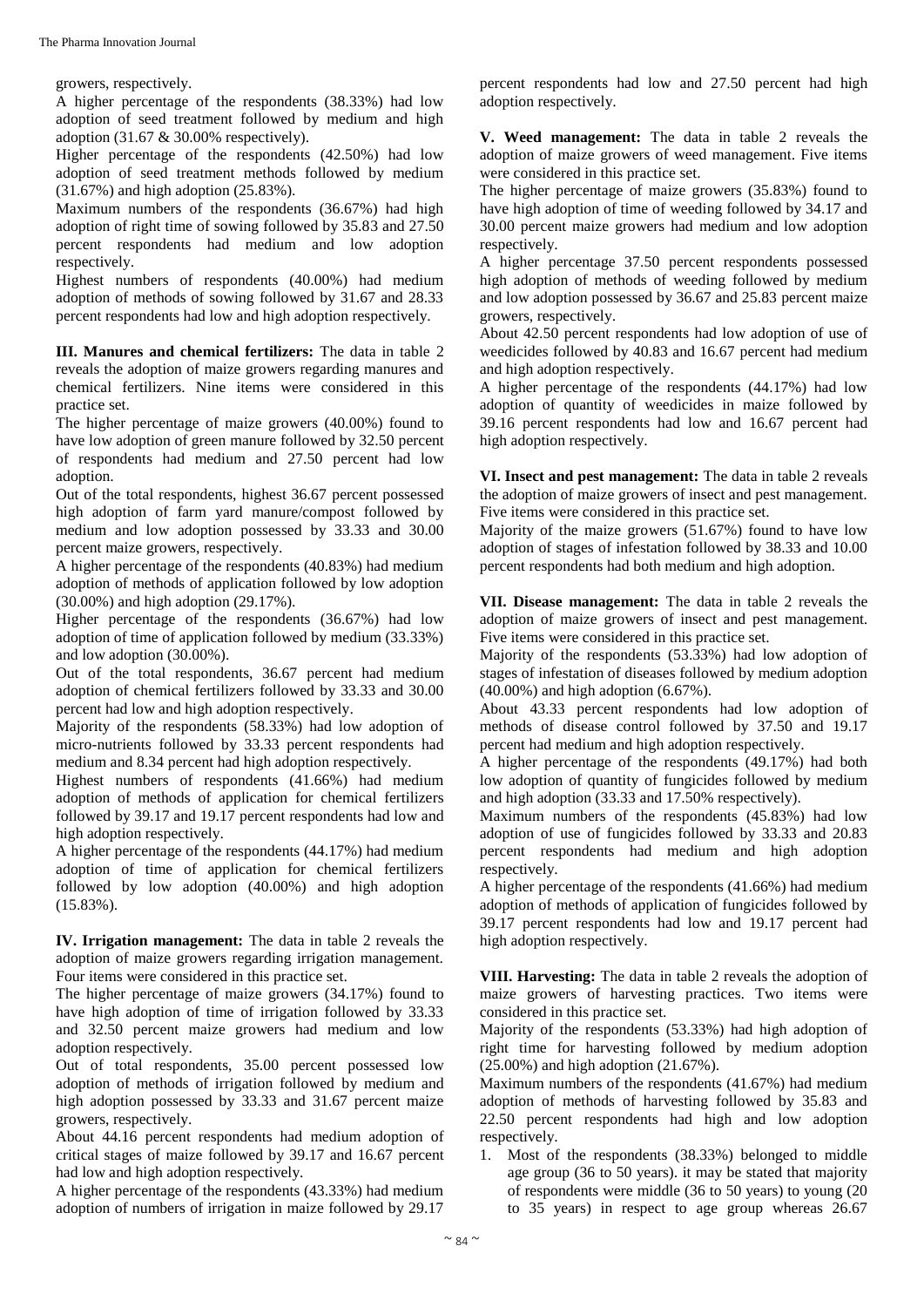growers, respectively.

A higher percentage of the respondents (38.33%) had low adoption of seed treatment followed by medium and high adoption (31.67 & 30.00% respectively).

Higher percentage of the respondents (42.50%) had low adoption of seed treatment methods followed by medium (31.67%) and high adoption (25.83%).

Maximum numbers of the respondents (36.67%) had high adoption of right time of sowing followed by 35.83 and 27.50 percent respondents had medium and low adoption respectively.

Highest numbers of respondents (40.00%) had medium adoption of methods of sowing followed by 31.67 and 28.33 percent respondents had low and high adoption respectively.

**III. Manures and chemical fertilizers:** The data in table 2 reveals the adoption of maize growers regarding manures and chemical fertilizers. Nine items were considered in this practice set.

The higher percentage of maize growers (40.00%) found to have low adoption of green manure followed by 32.50 percent of respondents had medium and 27.50 percent had low adoption.

Out of the total respondents, highest 36.67 percent possessed high adoption of farm yard manure/compost followed by medium and low adoption possessed by 33.33 and 30.00 percent maize growers, respectively.

A higher percentage of the respondents (40.83%) had medium adoption of methods of application followed by low adoption (30.00%) and high adoption (29.17%).

Higher percentage of the respondents (36.67%) had low adoption of time of application followed by medium (33.33%) and low adoption (30.00%).

Out of the total respondents, 36.67 percent had medium adoption of chemical fertilizers followed by 33.33 and 30.00 percent had low and high adoption respectively.

Majority of the respondents (58.33%) had low adoption of micro-nutrients followed by 33.33 percent respondents had medium and 8.34 percent had high adoption respectively.

Highest numbers of respondents (41.66%) had medium adoption of methods of application for chemical fertilizers followed by 39.17 and 19.17 percent respondents had low and high adoption respectively.

A higher percentage of the respondents (44.17%) had medium adoption of time of application for chemical fertilizers followed by low adoption (40.00%) and high adoption (15.83%).

**IV. Irrigation management:** The data in table 2 reveals the adoption of maize growers regarding irrigation management. Four items were considered in this practice set.

The higher percentage of maize growers (34.17%) found to have high adoption of time of irrigation followed by 33.33 and 32.50 percent maize growers had medium and low adoption respectively.

Out of total respondents, 35.00 percent possessed low adoption of methods of irrigation followed by medium and high adoption possessed by 33.33 and 31.67 percent maize growers, respectively.

About 44.16 percent respondents had medium adoption of critical stages of maize followed by 39.17 and 16.67 percent had low and high adoption respectively.

A higher percentage of the respondents (43.33%) had medium adoption of numbers of irrigation in maize followed by 29.17 percent respondents had low and 27.50 percent had high adoption respectively.

**V. Weed management:** The data in table 2 reveals the adoption of maize growers of weed management. Five items were considered in this practice set.

The higher percentage of maize growers (35.83%) found to have high adoption of time of weeding followed by 34.17 and 30.00 percent maize growers had medium and low adoption respectively.

A higher percentage 37.50 percent respondents possessed high adoption of methods of weeding followed by medium and low adoption possessed by 36.67 and 25.83 percent maize growers, respectively.

About 42.50 percent respondents had low adoption of use of weedicides followed by 40.83 and 16.67 percent had medium and high adoption respectively.

A higher percentage of the respondents (44.17%) had low adoption of quantity of weedicides in maize followed by 39.16 percent respondents had low and 16.67 percent had high adoption respectively.

**VI. Insect and pest management:** The data in table 2 reveals the adoption of maize growers of insect and pest management. Five items were considered in this practice set.

Majority of the maize growers (51.67%) found to have low adoption of stages of infestation followed by 38.33 and 10.00 percent respondents had both medium and high adoption.

**VII. Disease management:** The data in table 2 reveals the adoption of maize growers of insect and pest management. Five items were considered in this practice set.

Majority of the respondents (53.33%) had low adoption of stages of infestation of diseases followed by medium adoption (40.00%) and high adoption (6.67%).

About 43.33 percent respondents had low adoption of methods of disease control followed by 37.50 and 19.17 percent had medium and high adoption respectively.

A higher percentage of the respondents (49.17%) had both low adoption of quantity of fungicides followed by medium and high adoption (33.33 and 17.50% respectively).

Maximum numbers of the respondents (45.83%) had low adoption of use of fungicides followed by 33.33 and 20.83 percent respondents had medium and high adoption respectively.

A higher percentage of the respondents (41.66%) had medium adoption of methods of application of fungicides followed by 39.17 percent respondents had low and 19.17 percent had high adoption respectively.

**VIII. Harvesting:** The data in table 2 reveals the adoption of maize growers of harvesting practices. Two items were considered in this practice set.

Majority of the respondents (53.33%) had high adoption of right time for harvesting followed by medium adoption (25.00%) and high adoption (21.67%).

Maximum numbers of the respondents (41.67%) had medium adoption of methods of harvesting followed by 35.83 and 22.50 percent respondents had high and low adoption respectively.

1. Most of the respondents (38.33%) belonged to middle age group (36 to 50 years). it may be stated that majority of respondents were middle (36 to 50 years) to young (20 to 35 years) in respect to age group whereas 26.67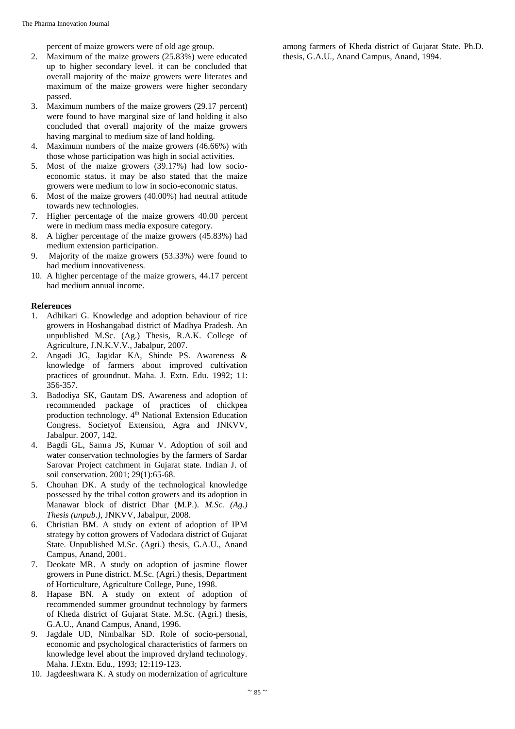percent of maize growers were of old age group.

2. Maximum of the maize growers (25.83%) were educated up to higher secondary level. it can be concluded that overall majority of the maize growers were literates and maximum of the maize growers were higher secondary passed.
3. Maximum numbers of the maize growers (29.17 percent) were found to have marginal size of land holding it also concluded that overall majority of the maize growers having marginal to medium size of land holding.
4. Maximum numbers of the maize growers (46.66%) with those whose participation was high in social activities.
5. Most of the maize growers (39.17%) had low socio-economic status. it may be also stated that the maize growers were medium to low in socio-economic status.
6. Most of the maize growers (40.00%) had neutral attitude towards new technologies.
7. Higher percentage of the maize growers 40.00 percent were in medium mass media exposure category.
8. A higher percentage of the maize growers (45.83%) had medium extension participation.
9. Majority of the maize growers (53.33%) were found to had medium innovativeness.
10. A higher percentage of the maize growers, 44.17 percent had medium annual income.

## References

1. Adhikari G. Knowledge and adoption behaviour of rice growers in Hoshangabad district of Madhya Pradesh. An unpublished M.Sc. (Ag.) Thesis, R.A.K. College of Agriculture, J.N.K.V.V., Jabalpur, 2007.
2. Angadi JG, Jagidar KA, Shinde PS. Awareness & knowledge of farmers about improved cultivation practices of groundnut. Maha. J. Extn. Edu. 1992; 11: 356-357.
3. Badodiya SK, Gautam DS. Awareness and adoption of recommended package of practices of chickpea production technology. 4th National Extension Education Congress. Societyof Extension, Agra and JNKVV, Jabalpur. 2007, 142.
4. Bagdi GL, Samra JS, Kumar V. Adoption of soil and water conservation technologies by the farmers of Sardar Sarovar Project catchment in Gujarat state. Indian J. of soil conservation. 2001; 29(1):65-68.
5. Chouhan DK. A study of the technological knowledge possessed by the tribal cotton growers and its adoption in Manawar block of district Dhar (M.P.). *M.Sc. (Ag.) Thesis (unpub.)*, JNKVV, Jabalpur, 2008.
6. Christian BM. A study on extent of adoption of IPM strategy by cotton growers of Vadodara district of Gujarat State. Unpublished M.Sc. (Agri.) thesis, G.A.U., Anand Campus, Anand, 2001.
7. Deokate MR. A study on adoption of jasmine flower growers in Pune district. M.Sc. (Agri.) thesis, Department of Horticulture, Agriculture College, Pune, 1998.
8. Hapase BN. A study on extent of adoption of recommended summer groundnut technology by farmers of Kheda district of Gujarat State. M.Sc. (Agri.) thesis, G.A.U., Anand Campus, Anand, 1996.
9. Jagdale UD, Nimbalkar SD. Role of socio-personal, economic and psychological characteristics of farmers on knowledge level about the improved dryland technology. Maha. J.Extn. Edu., 1993; 12:119-123.
10. Jagdeeshwara K. A study on modernization of agriculture among farmers of Kheda district of Gujarat State. Ph.D. thesis, G.A.U., Anand Campus, Anand, 1994.